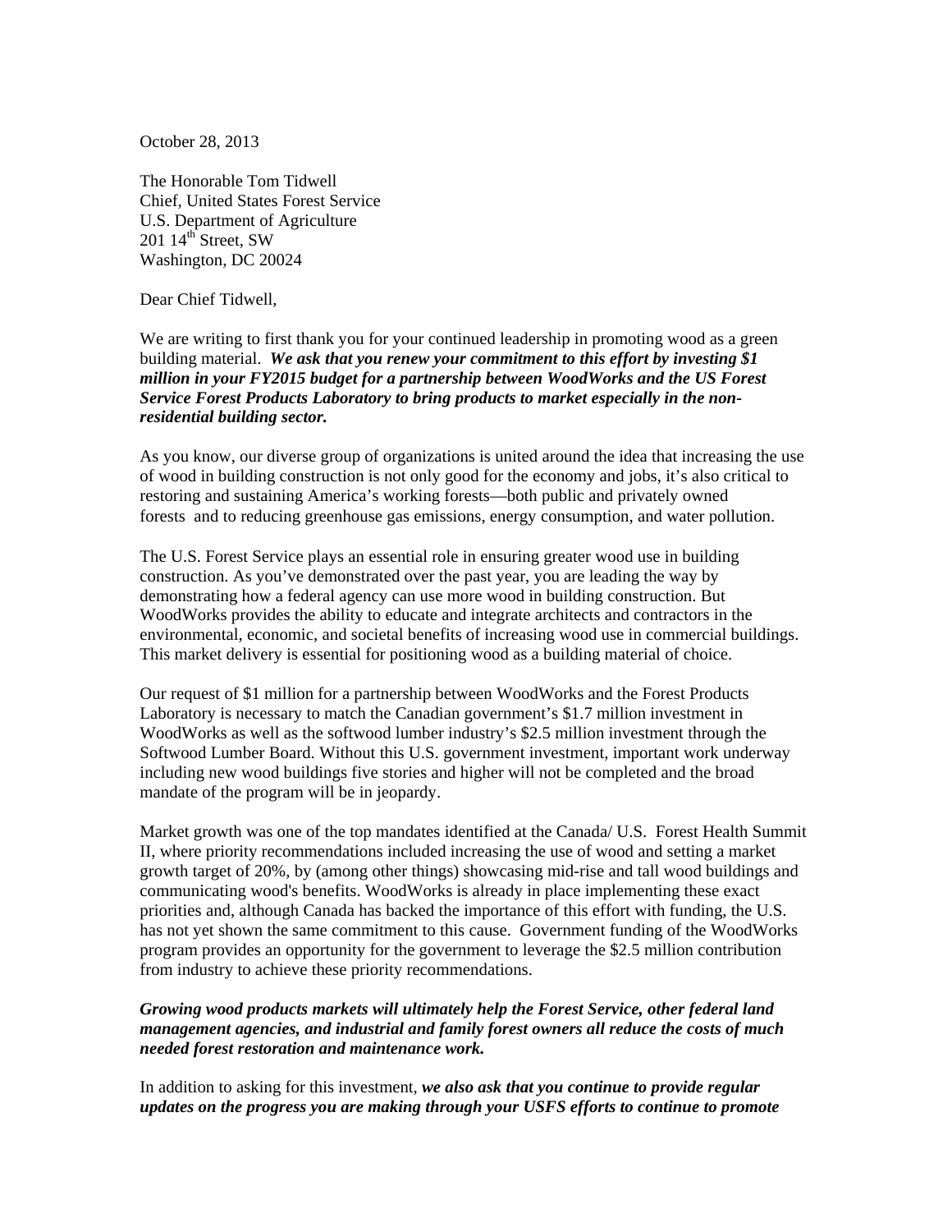October 28, 2013

The Honorable Tom Tidwell
Chief, United States Forest Service
U.S. Department of Agriculture
201 14th Street, SW
Washington, DC 20024

Dear Chief Tidwell,

We are writing to first thank you for your continued leadership in promoting wood as a green building material. ***We ask that you renew your commitment to this effort by investing $1 million in your FY2015 budget for a partnership between WoodWorks and the US Forest Service Forest Products Laboratory to bring products to market especially in the non-residential building sector.***

As you know, our diverse group of organizations is united around the idea that increasing the use of wood in building construction is not only good for the economy and jobs, it's also critical to restoring and sustaining America's working forests—both public and privately owned forests and to reducing greenhouse gas emissions, energy consumption, and water pollution.

The U.S. Forest Service plays an essential role in ensuring greater wood use in building construction. As you've demonstrated over the past year, you are leading the way by demonstrating how a federal agency can use more wood in building construction. But WoodWorks provides the ability to educate and integrate architects and contractors in the environmental, economic, and societal benefits of increasing wood use in commercial buildings. This market delivery is essential for positioning wood as a building material of choice.

Our request of $1 million for a partnership between WoodWorks and the Forest Products Laboratory is necessary to match the Canadian government's $1.7 million investment in WoodWorks as well as the softwood lumber industry's $2.5 million investment through the Softwood Lumber Board. Without this U.S. government investment, important work underway including new wood buildings five stories and higher will not be completed and the broad mandate of the program will be in jeopardy.

Market growth was one of the top mandates identified at the Canada/ U.S. Forest Health Summit II, where priority recommendations included increasing the use of wood and setting a market growth target of 20%, by (among other things) showcasing mid-rise and tall wood buildings and communicating wood's benefits. WoodWorks is already in place implementing these exact priorities and, although Canada has backed the importance of this effort with funding, the U.S. has not yet shown the same commitment to this cause. Government funding of the WoodWorks program provides an opportunity for the government to leverage the $2.5 million contribution from industry to achieve these priority recommendations.

***Growing wood products markets will ultimately help the Forest Service, other federal land management agencies, and industrial and family forest owners all reduce the costs of much needed forest restoration and maintenance work.***

In addition to asking for this investment, ***we also ask that you continue to provide regular updates on the progress you are making through your USFS efforts to continue to promote***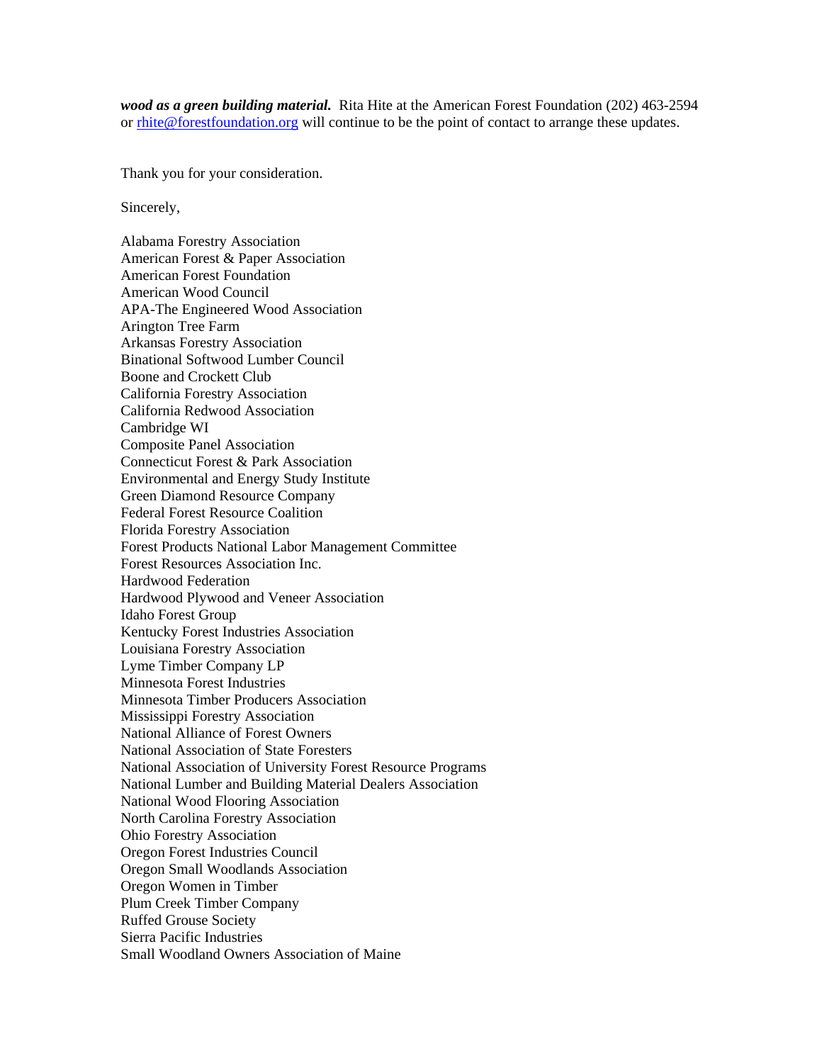***wood as a green building material.*** Rita Hite at the American Forest Foundation (202) 463-2594 or [rhite@forestfoundation.org](mailto:rhite@forestfoundation.org) will continue to be the point of contact to arrange these updates.

Thank you for your consideration.

Sincerely,

Alabama Forestry Association
American Forest & Paper Association
American Forest Foundation
American Wood Council
APA-The Engineered Wood Association
Arington Tree Farm
Arkansas Forestry Association
Binational Softwood Lumber Council
Boone and Crockett Club
California Forestry Association
California Redwood Association
Cambridge WI
Composite Panel Association
Connecticut Forest & Park Association
Environmental and Energy Study Institute
Green Diamond Resource Company
Federal Forest Resource Coalition
Florida Forestry Association
Forest Products National Labor Management Committee
Forest Resources Association Inc.
Hardwood Federation
Hardwood Plywood and Veneer Association
Idaho Forest Group
Kentucky Forest Industries Association
Louisiana Forestry Association
Lyme Timber Company LP
Minnesota Forest Industries
Minnesota Timber Producers Association
Mississippi Forestry Association
National Alliance of Forest Owners
National Association of State Foresters
National Association of University Forest Resource Programs
National Lumber and Building Material Dealers Association
National Wood Flooring Association
North Carolina Forestry Association
Ohio Forestry Association
Oregon Forest Industries Council
Oregon Small Woodlands Association
Oregon Women in Timber
Plum Creek Timber Company
Ruffed Grouse Society
Sierra Pacific Industries
Small Woodland Owners Association of Maine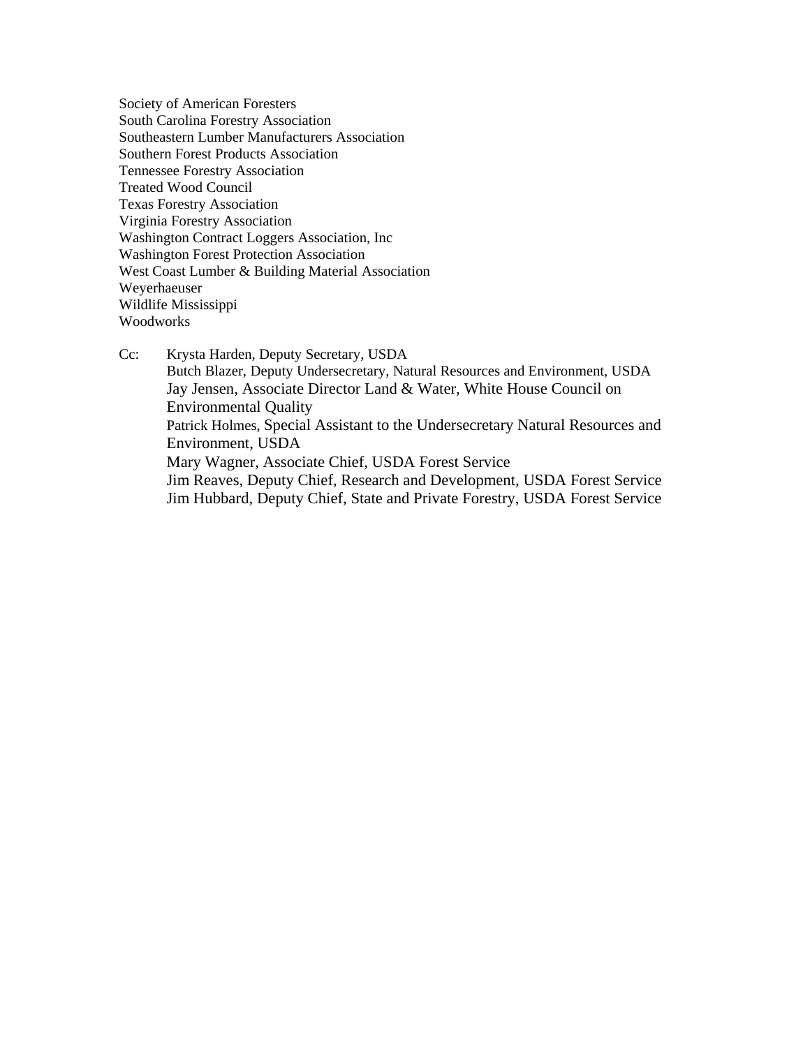Society of American Foresters
South Carolina Forestry Association
Southeastern Lumber Manufacturers Association
Southern Forest Products Association
Tennessee Forestry Association
Treated Wood Council
Texas Forestry Association
Virginia Forestry Association
Washington Contract Loggers Association, Inc
Washington Forest Protection Association
West Coast Lumber & Building Material Association
Weyerhaeuser
Wildlife Mississippi
Woodworks

Cc: Krysta Harden, Deputy Secretary, USDA
Butch Blazer, Deputy Undersecretary, Natural Resources and Environment, USDA
Jay Jensen, Associate Director Land & Water, White House Council on Environmental Quality
Patrick Holmes, Special Assistant to the Undersecretary Natural Resources and Environment, USDA
Mary Wagner, Associate Chief, USDA Forest Service
Jim Reaves, Deputy Chief, Research and Development, USDA Forest Service
Jim Hubbard, Deputy Chief, State and Private Forestry, USDA Forest Service